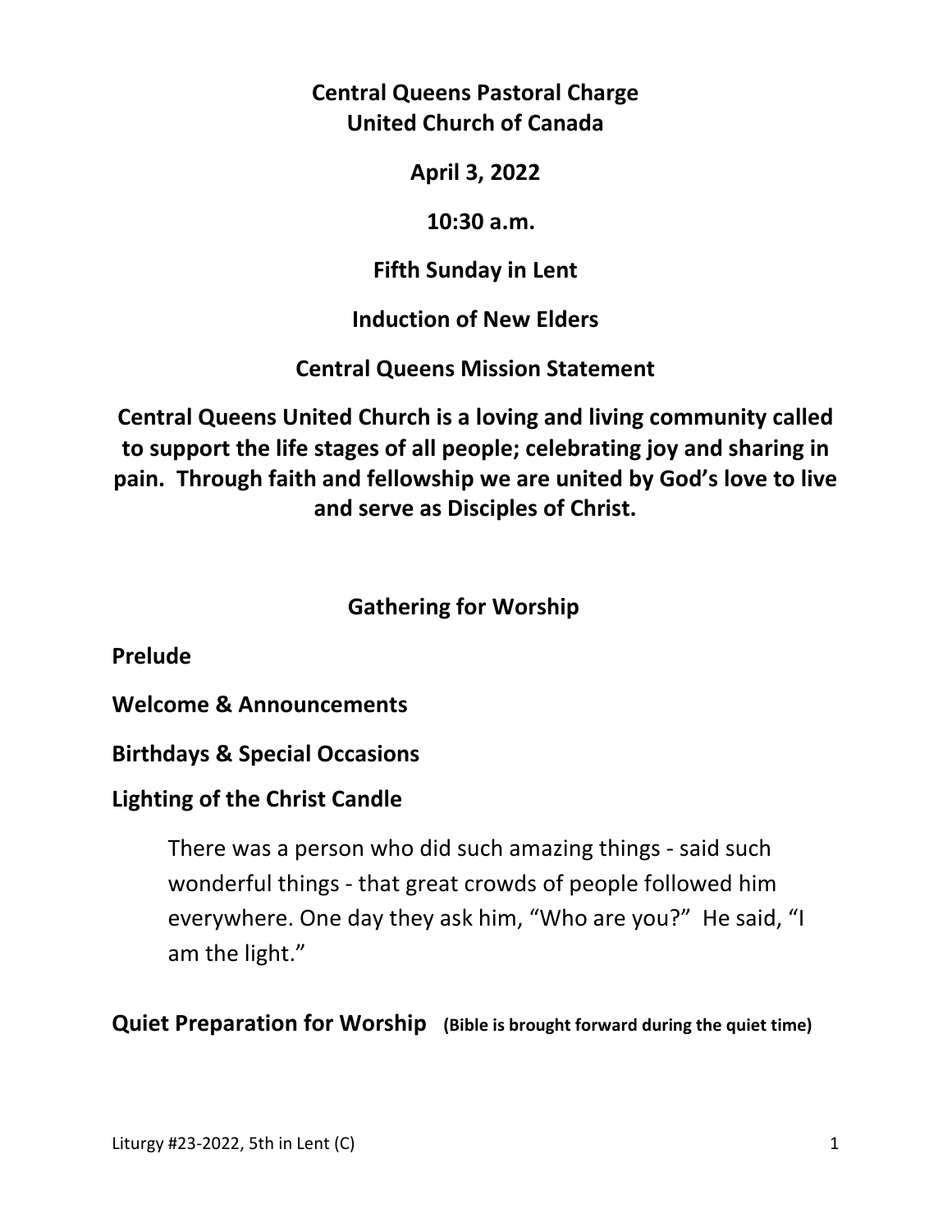**Central Queens Pastoral Charge**
**United Church of Canada**

**April 3, 2022**

**10:30 a.m.**

**Fifth Sunday in Lent**

**Induction of New Elders**

**Central Queens Mission Statement**

**Central Queens United Church is a loving and living community called to support the life stages of all people; celebrating joy and sharing in pain. Through faith and fellowship we are united by God's love to live and serve as Disciples of Christ.**

## Gathering for Worship

**Prelude**

**Welcome & Announcements**

**Birthdays & Special Occasions**

**Lighting of the Christ Candle**

> There was a person who did such amazing things - said such wonderful things - that great crowds of people followed him everywhere. One day they ask him, "Who are you?" He said, "I am the light."

**Quiet Preparation for Worship** **(Bible is brought forward during the quiet time)**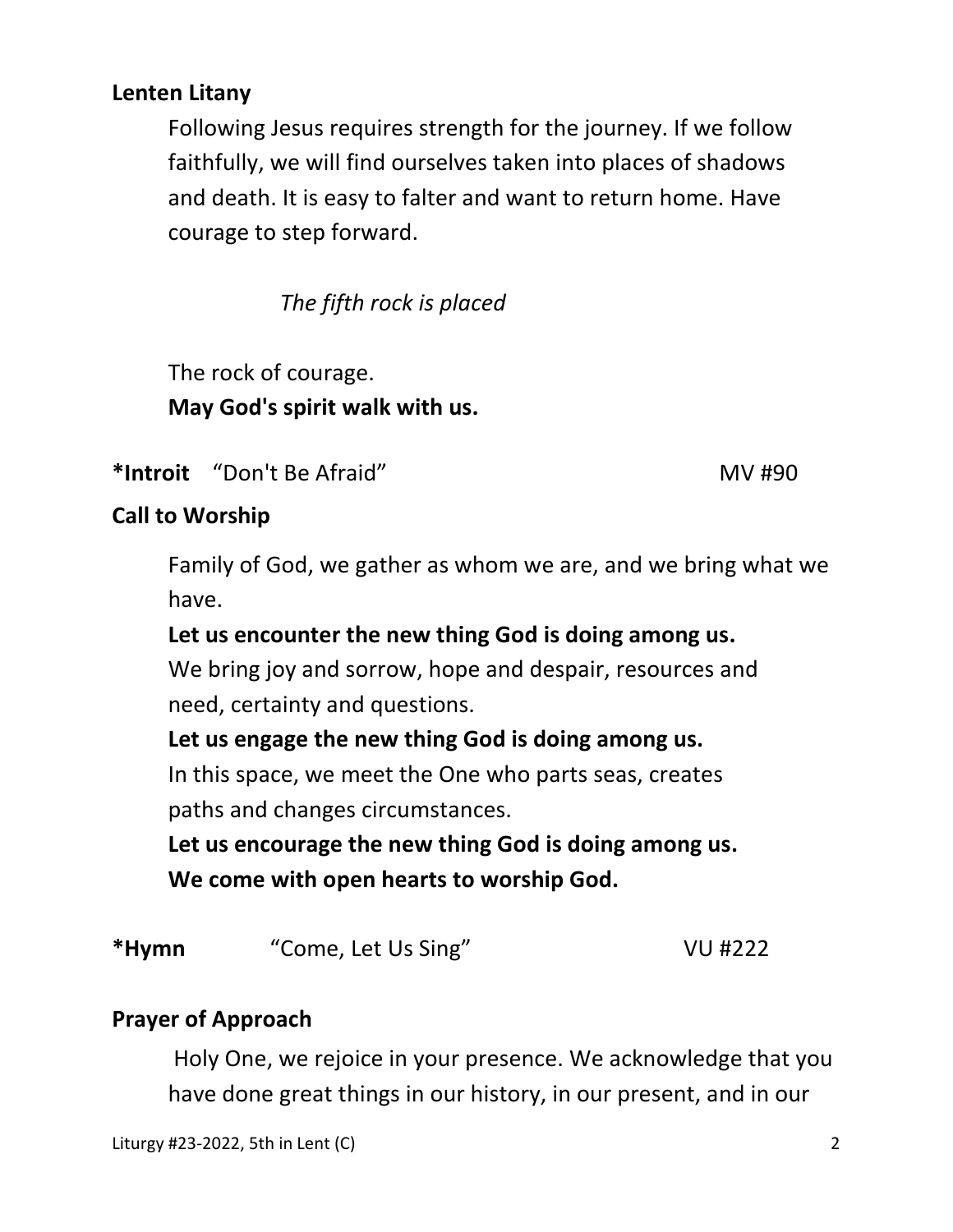**Lenten Litany**

Following Jesus requires strength for the journey. If we follow faithfully, we will find ourselves taken into places of shadows and death. It is easy to falter and want to return home. Have courage to step forward.

*The fifth rock is placed*

The rock of courage.
**May God's spirit walk with us.**

***Introit** "Don't Be Afraid" MV #90

**Call to Worship**

Family of God, we gather as whom we are, and we bring what we have.
**Let us encounter the new thing God is doing among us.**
We bring joy and sorrow, hope and despair, resources and need, certainty and questions.
**Let us engage the new thing God is doing among us.**
In this space, we meet the One who parts seas, creates paths and changes circumstances.
**Let us encourage the new thing God is doing among us.**
**We come with open hearts to worship God.**

***Hymn** "Come, Let Us Sing" VU #222

**Prayer of Approach**

Holy One, we rejoice in your presence. We acknowledge that you have done great things in our history, in our present, and in our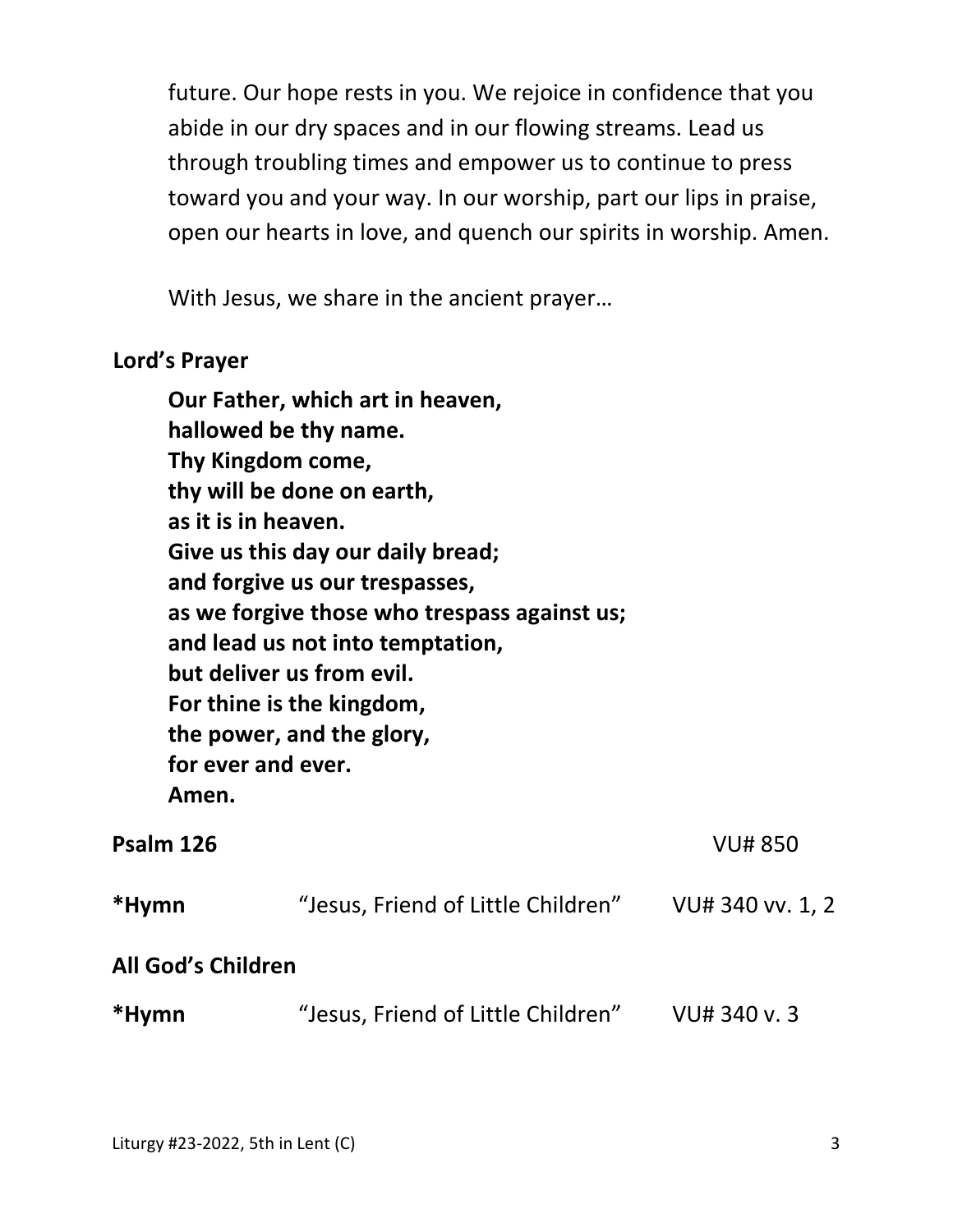future. Our hope rests in you. We rejoice in confidence that you abide in our dry spaces and in our flowing streams. Lead us through troubling times and empower us to continue to press toward you and your way. In our worship, part our lips in praise, open our hearts in love, and quench our spirits in worship. Amen.

With Jesus, we share in the ancient prayer…

**Lord's Prayer**

**Our Father, which art in heaven,**
**hallowed be thy name.**
**Thy Kingdom come,**
**thy will be done on earth,**
**as it is in heaven.**
**Give us this day our daily bread;**
**and forgive us our trespasses,**
**as we forgive those who trespass against us;**
**and lead us not into temptation,**
**but deliver us from evil.**
**For thine is the kingdom,**
**the power, and the glory,**
**for ever and ever.**
**Amen.**

**Psalm 126** VU# 850

***Hymn** "Jesus, Friend of Little Children" VU# 340 vv. 1, 2

**All God's Children**

***Hymn** "Jesus, Friend of Little Children" VU# 340 v. 3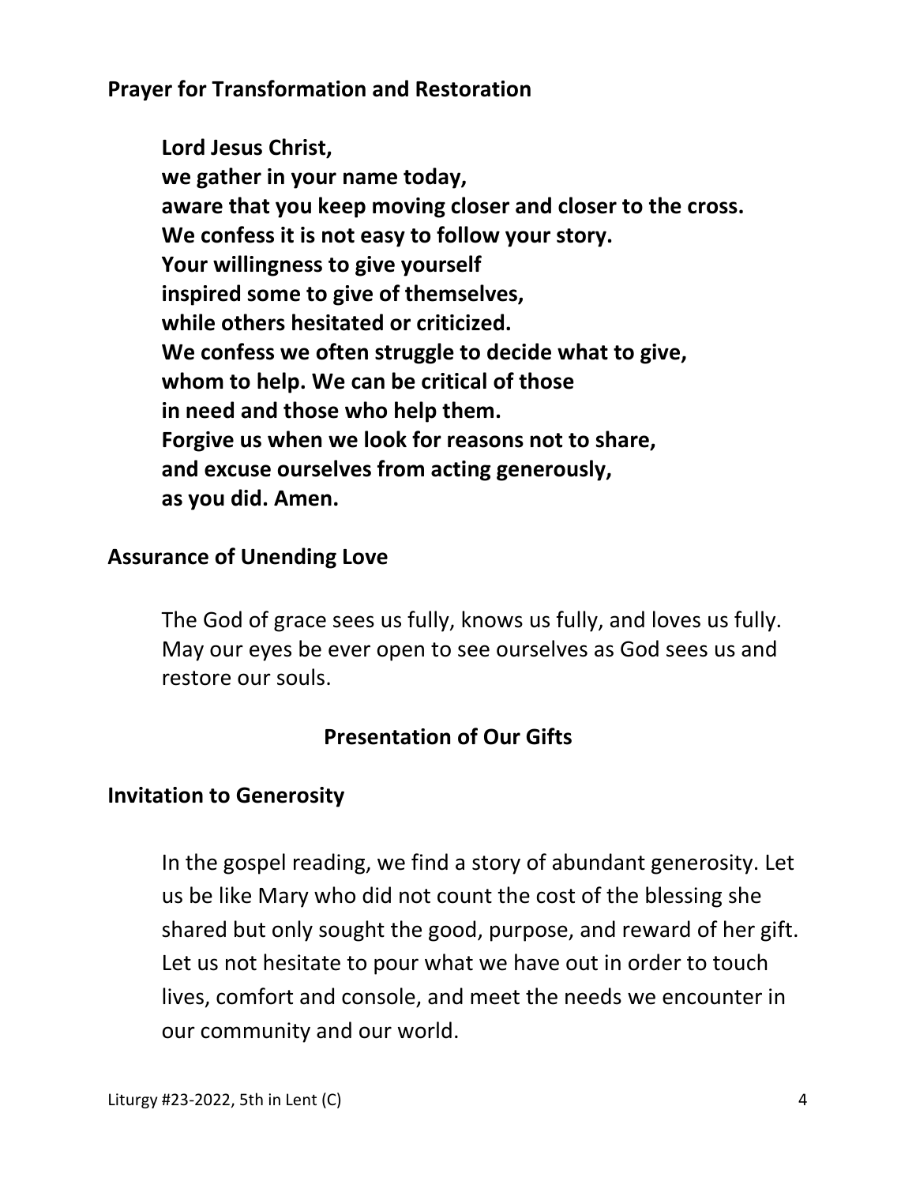**Prayer for Transformation and Restoration**

**Lord Jesus Christ,**
**we gather in your name today,**
**aware that you keep moving closer and closer to the cross.**
**We confess it is not easy to follow your story.**
**Your willingness to give yourself**
**inspired some to give of themselves,**
**while others hesitated or criticized.**
**We confess we often struggle to decide what to give,**
**whom to help. We can be critical of those**
**in need and those who help them.**
**Forgive us when we look for reasons not to share,**
**and excuse ourselves from acting generously,**
**as you did. Amen.**

**Assurance of Unending Love**

The God of grace sees us fully, knows us fully, and loves us fully. May our eyes be ever open to see ourselves as God sees us and restore our souls.

## Presentation of Our Gifts

**Invitation to Generosity**

In the gospel reading, we find a story of abundant generosity. Let us be like Mary who did not count the cost of the blessing she shared but only sought the good, purpose, and reward of her gift. Let us not hesitate to pour what we have out in order to touch lives, comfort and console, and meet the needs we encounter in our community and our world.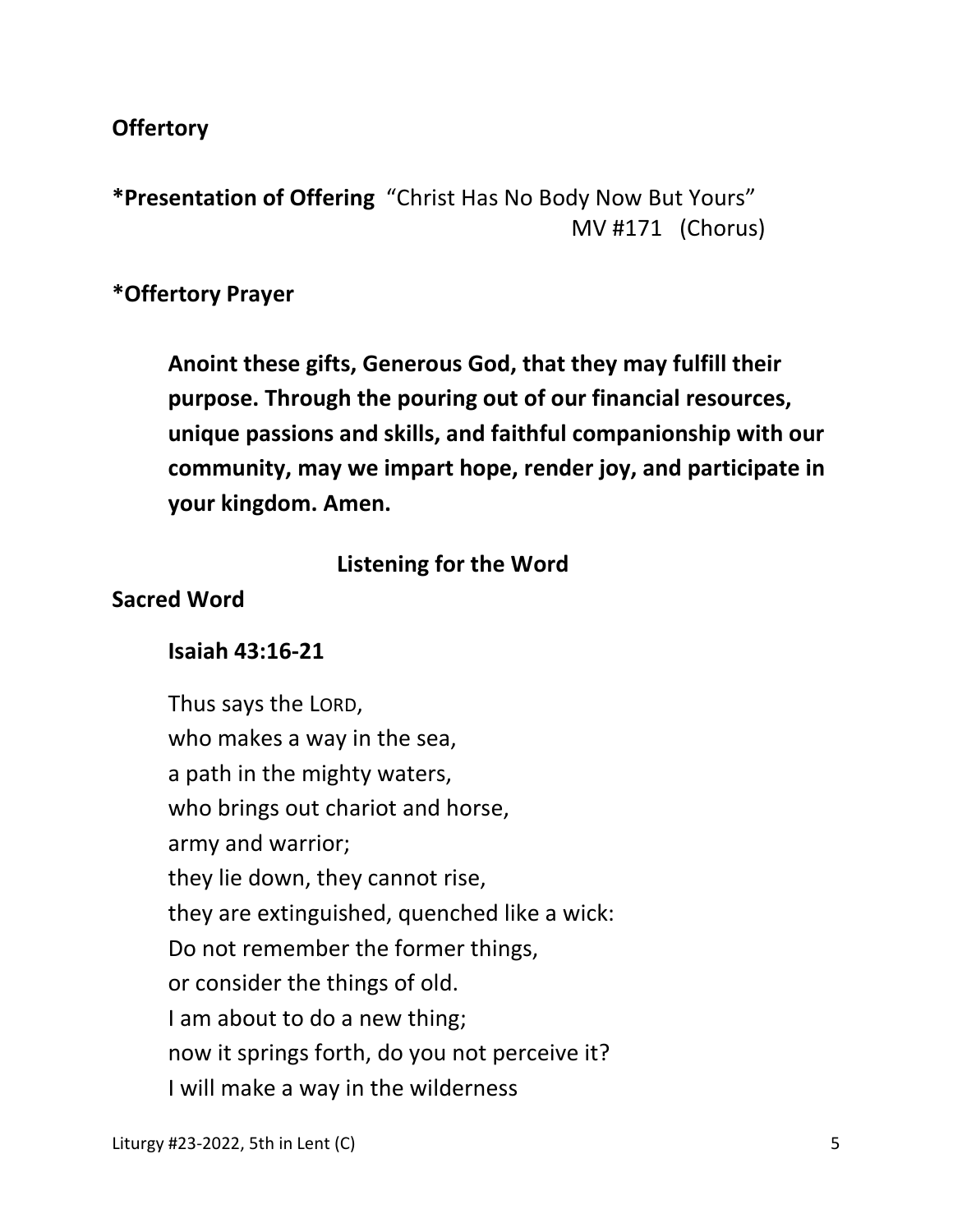**Offertory**

**\*Presentation of Offering** "Christ Has No Body Now But Yours"
MV #171 (Chorus)

**\*Offertory Prayer**

**Anoint these gifts, Generous God, that they may fulfill their purpose. Through the pouring out of our financial resources, unique passions and skills, and faithful companionship with our community, may we impart hope, render joy, and participate in your kingdom. Amen.**

## Listening for the Word

**Sacred Word**

**Isaiah 43:16-21**

Thus says the LORD,
who makes a way in the sea,
a path in the mighty waters,
who brings out chariot and horse,
army and warrior;
they lie down, they cannot rise,
they are extinguished, quenched like a wick:
Do not remember the former things,
or consider the things of old.
I am about to do a new thing;
now it springs forth, do you not perceive it?
I will make a way in the wilderness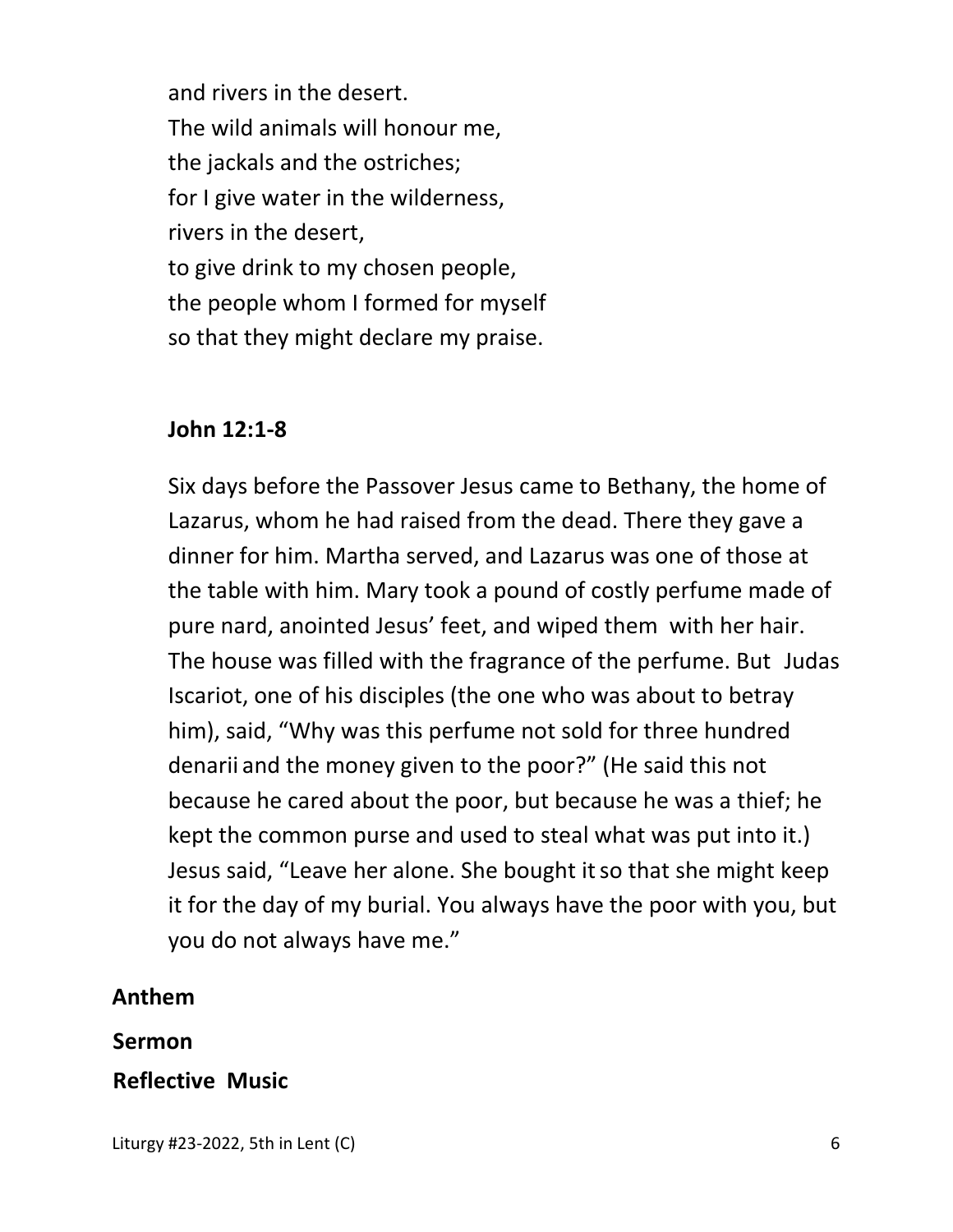and rivers in the desert.  
The wild animals will honour me,  
the jackals and the ostriches;  
for I give water in the wilderness,  
rivers in the desert,  
to give drink to my chosen people,  
the people whom I formed for myself  
so that they might declare my praise.

**John 12:1-8**

Six days before the Passover Jesus came to Bethany, the home of Lazarus, whom he had raised from the dead. There they gave a dinner for him. Martha served, and Lazarus was one of those at the table with him. Mary took a pound of costly perfume made of pure nard, anointed Jesus' feet, and wiped them with her hair. The house was filled with the fragrance of the perfume. But Judas Iscariot, one of his disciples (the one who was about to betray him), said, "Why was this perfume not sold for three hundred denarii and the money given to the poor?" (He said this not because he cared about the poor, but because he was a thief; he kept the common purse and used to steal what was put into it.) Jesus said, "Leave her alone. She bought it so that she might keep it for the day of my burial. You always have the poor with you, but you do not always have me."

**Anthem**

**Sermon**

**Reflective Music**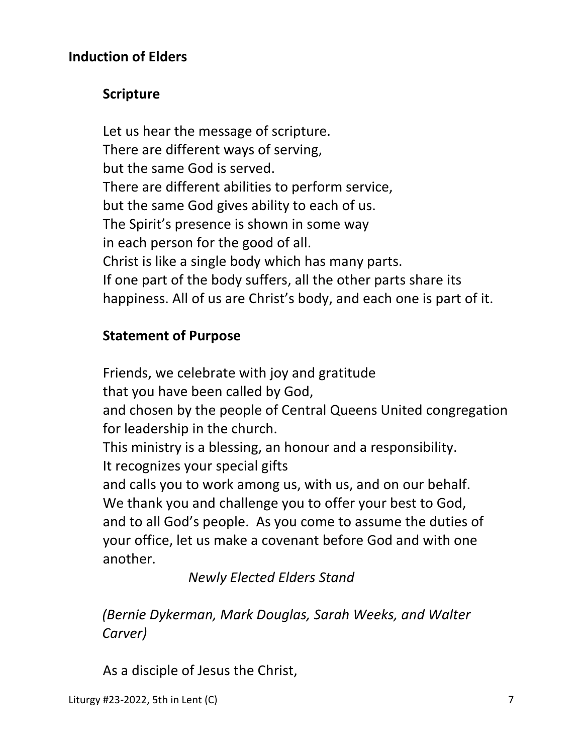## Induction of Elders

### Scripture

Let us hear the message of scripture.
There are different ways of serving,
but the same God is served.
There are different abilities to perform service,
but the same God gives ability to each of us.
The Spirit's presence is shown in some way
in each person for the good of all.
Christ is like a single body which has many parts.
If one part of the body suffers, all the other parts share its happiness. All of us are Christ's body, and each one is part of it.

### Statement of Purpose

Friends, we celebrate with joy and gratitude
that you have been called by God,
and chosen by the people of Central Queens United congregation for leadership in the church.
This ministry is a blessing, an honour and a responsibility.
It recognizes your special gifts
and calls you to work among us, with us, and on our behalf.
We thank you and challenge you to offer your best to God, and to all God's people. As you come to assume the duties of your office, let us make a covenant before God and with one another.

*Newly Elected Elders Stand*

*(Bernie Dykerman, Mark Douglas, Sarah Weeks, and Walter Carver)*

As a disciple of Jesus the Christ,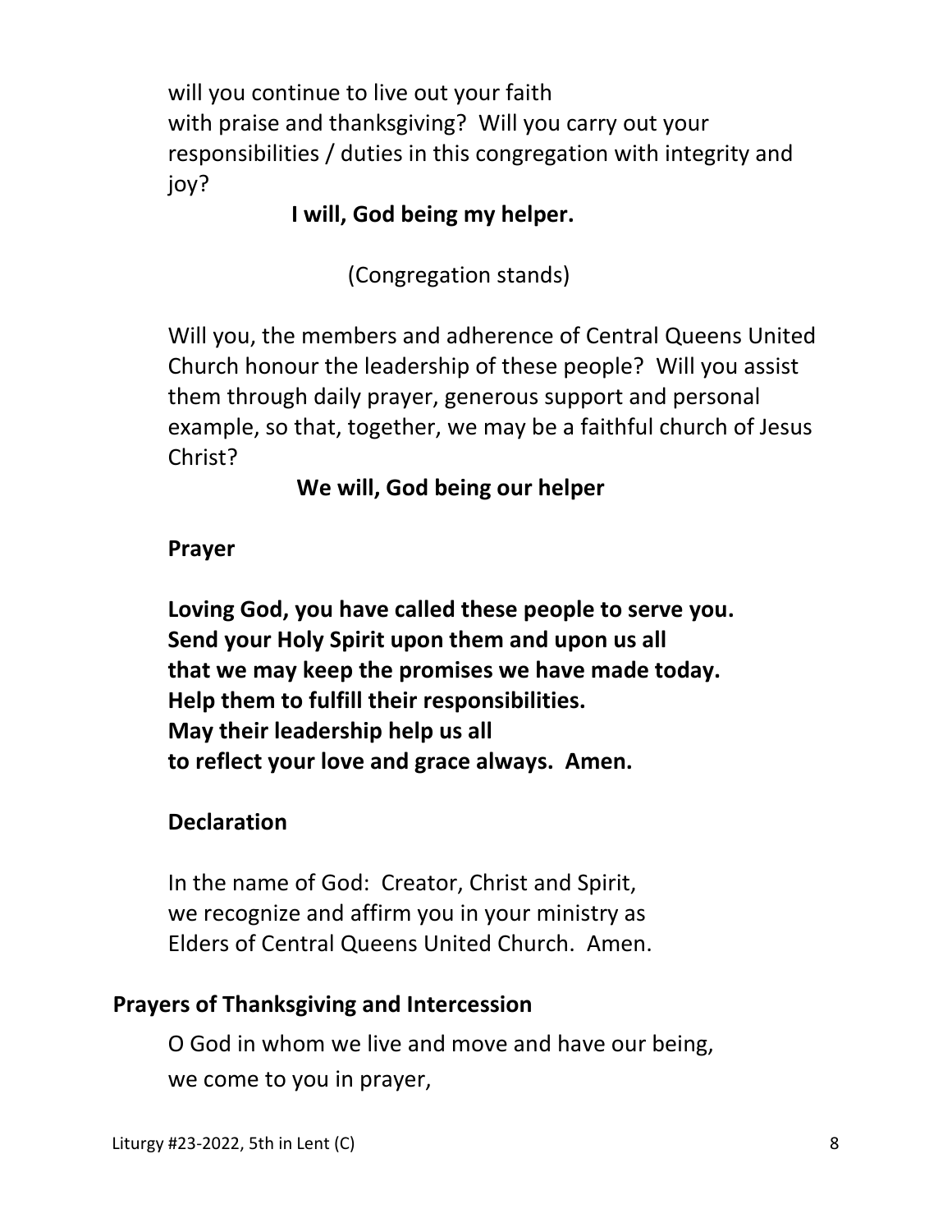will you continue to live out your faith
with praise and thanksgiving? Will you carry out your responsibilities / duties in this congregation with integrity and joy?

**I will, God being my helper.**

(Congregation stands)

Will you, the members and adherence of Central Queens United Church honour the leadership of these people? Will you assist them through daily prayer, generous support and personal example, so that, together, we may be a faithful church of Jesus Christ?

**We will, God being our helper**

**Prayer**

**Loving God, you have called these people to serve you.**
**Send your Holy Spirit upon them and upon us all**
**that we may keep the promises we have made today.**
**Help them to fulfill their responsibilities.**
**May their leadership help us all**
**to reflect your love and grace always. Amen.**

**Declaration**

In the name of God: Creator, Christ and Spirit,
we recognize and affirm you in your ministry as
Elders of Central Queens United Church. Amen.

## Prayers of Thanksgiving and Intercession

O God in whom we live and move and have our being,
we come to you in prayer,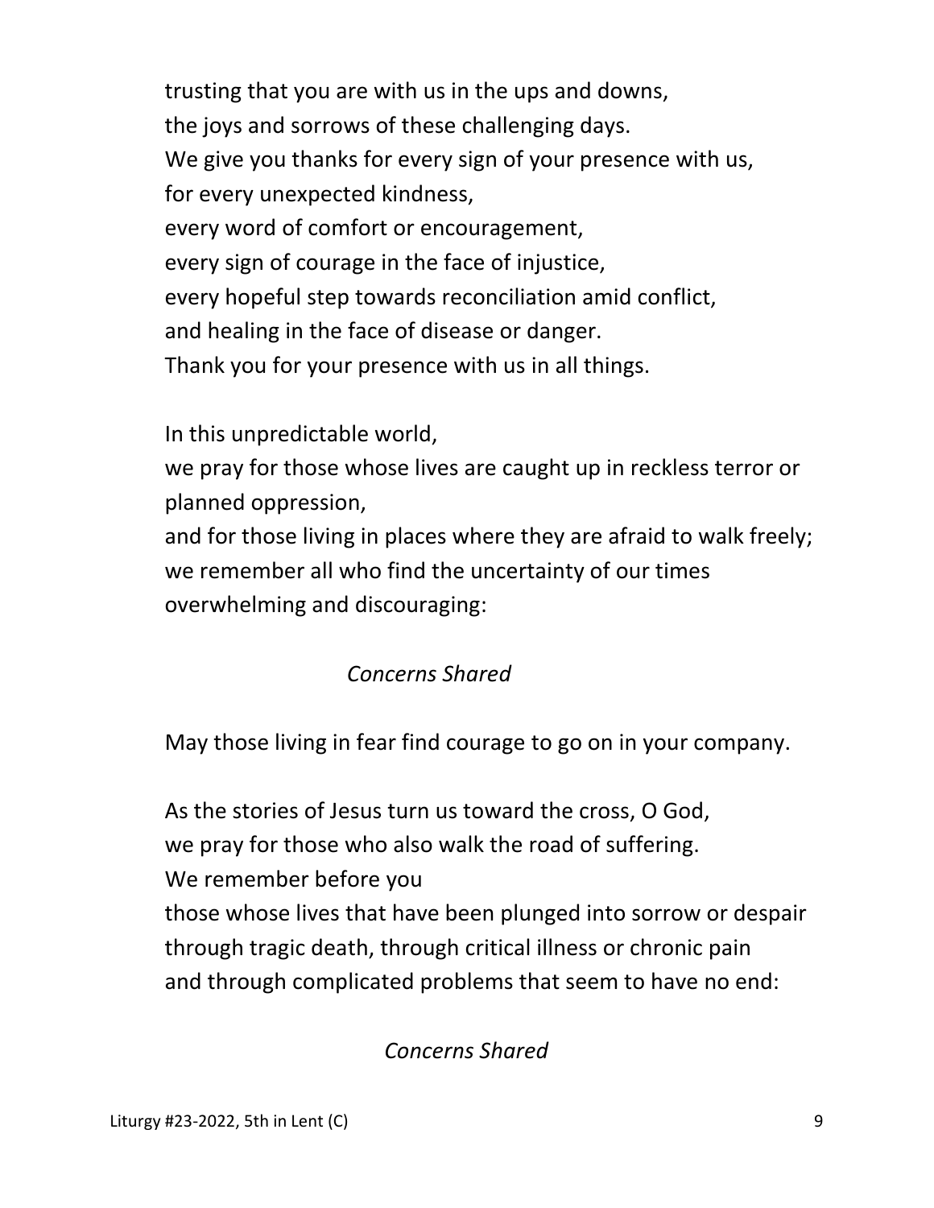trusting that you are with us in the ups and downs,
the joys and sorrows of these challenging days.
We give you thanks for every sign of your presence with us,
for every unexpected kindness,
every word of comfort or encouragement,
every sign of courage in the face of injustice,
every hopeful step towards reconciliation amid conflict,
and healing in the face of disease or danger.
Thank you for your presence with us in all things.

In this unpredictable world,
we pray for those whose lives are caught up in reckless terror or planned oppression,
and for those living in places where they are afraid to walk freely;
we remember all who find the uncertainty of our times overwhelming and discouraging:

*Concerns Shared*

May those living in fear find courage to go on in your company.

As the stories of Jesus turn us toward the cross, O God,
we pray for those who also walk the road of suffering.
We remember before you
those whose lives that have been plunged into sorrow or despair
through tragic death, through critical illness or chronic pain
and through complicated problems that seem to have no end:

*Concerns Shared*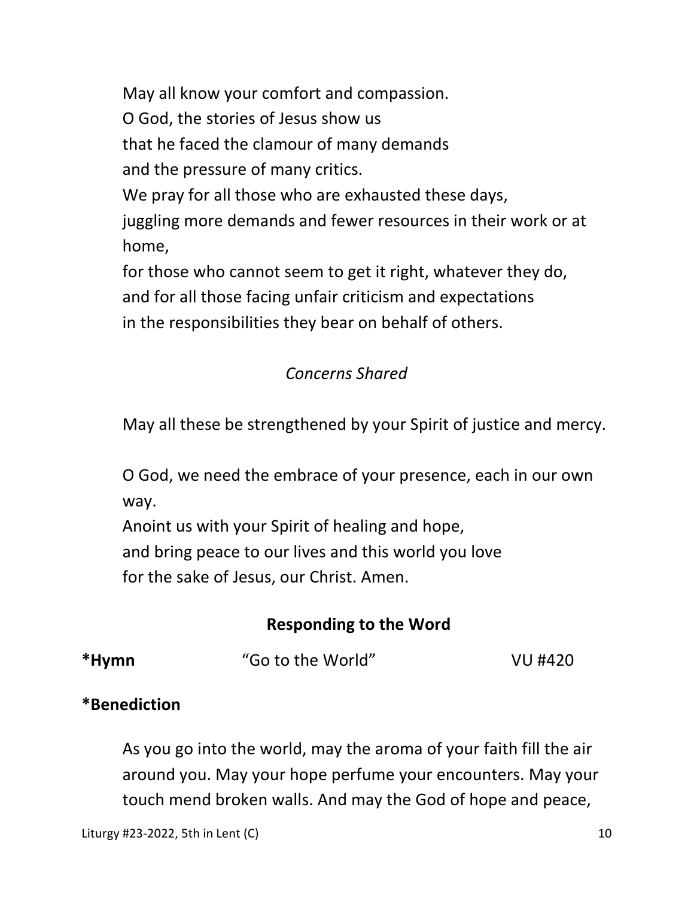May all know your comfort and compassion.
O God, the stories of Jesus show us
that he faced the clamour of many demands
and the pressure of many critics.
We pray for all those who are exhausted these days,
juggling more demands and fewer resources in their work or at home,
for those who cannot seem to get it right, whatever they do,
and for all those facing unfair criticism and expectations
in the responsibilities they bear on behalf of others.

*Concerns Shared*

May all these be strengthened by your Spirit of justice and mercy.

O God, we need the embrace of your presence, each in our own way.
Anoint us with your Spirit of healing and hope,
and bring peace to our lives and this world you love
for the sake of Jesus, our Christ. Amen.

### Responding to the Word

**\*Hymn** "Go to the World" VU #420

**\*Benediction**

As you go into the world, may the aroma of your faith fill the air around you. May your hope perfume your encounters. May your touch mend broken walls. And may the God of hope and peace,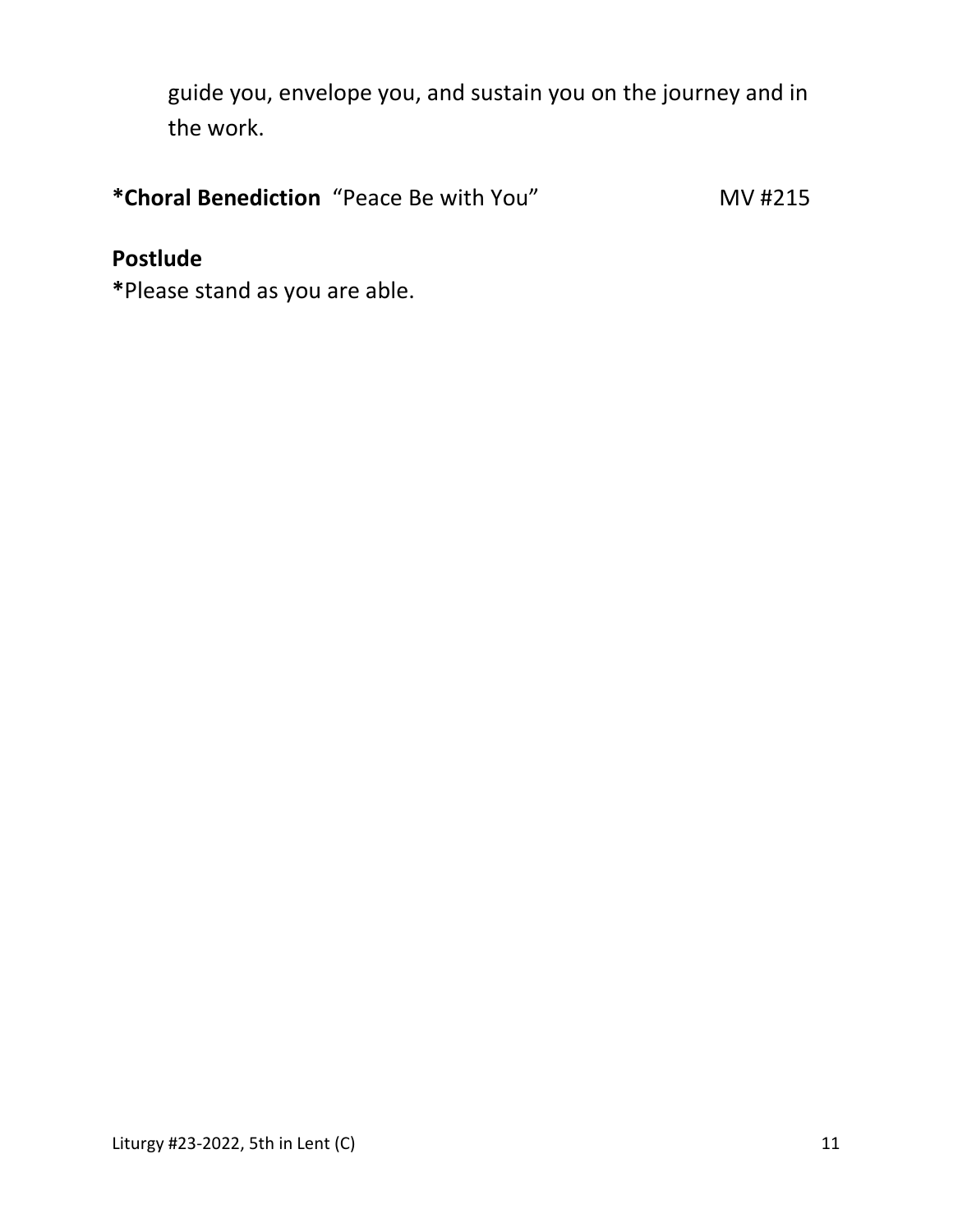guide you, envelope you, and sustain you on the journey and in the work.

**\*Choral Benediction** "Peace Be with You" MV #215

**Postlude**

**\***Please stand as you are able.